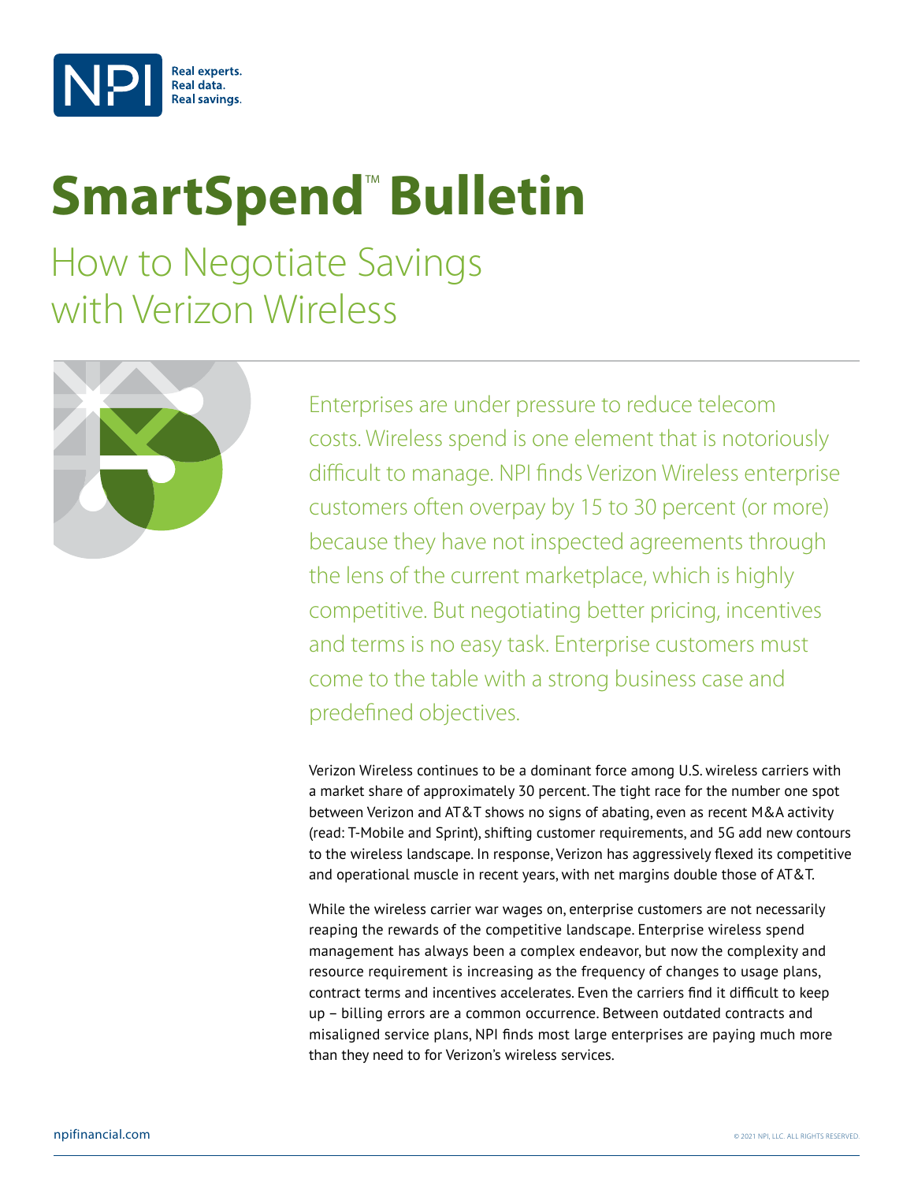# SmartSpend™ Bulletin

## How to Negotiate Savings with Verizon Wireless

Enterprises are under pressure to reduce telecom costs. Wireless spend is one element that is notoriously difficult to manage. NPI finds Verizon Wireless enterprise customers often overpay by 15 to 30 percent (or more) because they have not inspected agreements through the lens of the current marketplace, which is highly competitive. But negotiating better pricing, incentives and terms is no easy task. Enterprise customers must come to the table with a strong business case and predefined objectives.

Verizon Wireless continues to be a dominant force among U.S. wireless carriers with a market share of approximately 30 percent. The tight race for the number one spot between Verizon and AT&T shows no signs of abating, even as recent M&A activity (read: T-Mobile and Sprint), shifting customer requirements, and 5G add new contours to the wireless landscape. In response, Verizon has aggressively flexed its competitive and operational muscle in recent years, with net margins double those of AT&T.

While the wireless carrier war wages on, enterprise customers are not necessarily reaping the rewards of the competitive landscape. Enterprise wireless spend management has always been a complex endeavor, but now the complexity and resource requirement is increasing as the frequency of changes to usage plans, contract terms and incentives accelerates. Even the carriers find it difficult to keep up – billing errors are a common occurrence. Between outdated contracts and misaligned service plans, NPI finds most large enterprises are paying much more than they need to for Verizon's wireless services.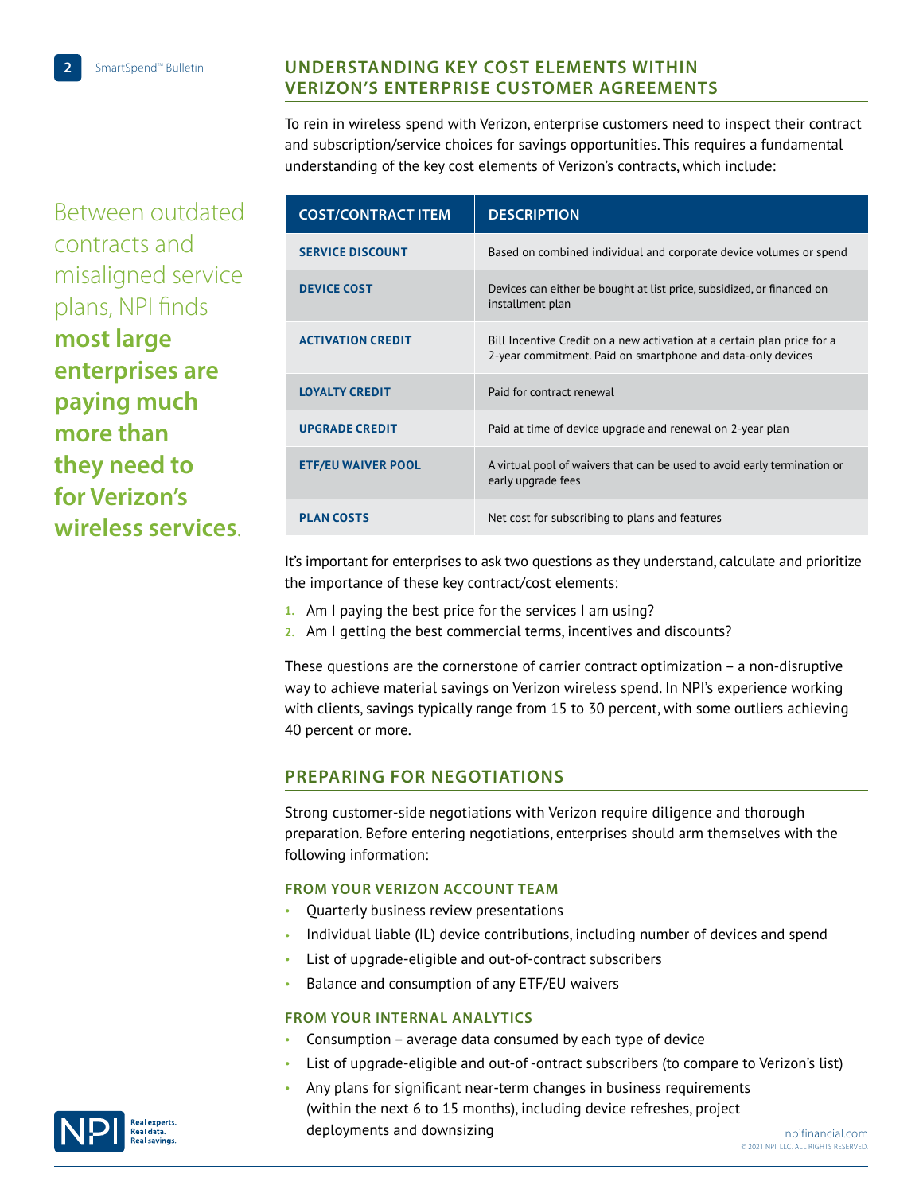## UNDERSTANDING KEY COST ELEMENTS WITHIN VERIZON'S ENTERPRISE CUSTOMER AGREEMENTS

Between outdated contracts and misaligned service plans, NPI finds **most large enterprises are paying much more than they need to for Verizon's wireless services**.

To rein in wireless spend with Verizon, enterprise customers need to inspect their contract and subscription/service choices for savings opportunities. This requires a fundamental understanding of the key cost elements of Verizon's contracts, which include:

| COST/CONTRACT ITEM | DESCRIPTION |
|---|---|
| **SERVICE DISCOUNT** | Based on combined individual and corporate device volumes or spend |
| **DEVICE COST** | Devices can either be bought at list price, subsidized, or financed on installment plan |
| **ACTIVATION CREDIT** | Bill Incentive Credit on a new activation at a certain plan price for a 2-year commitment. Paid on smartphone and data-only devices |
| **LOYALTY CREDIT** | Paid for contract renewal |
| **UPGRADE CREDIT** | Paid at time of device upgrade and renewal on 2-year plan |
| **ETF/EU WAIVER POOL** | A virtual pool of waivers that can be used to avoid early termination or early upgrade fees |
| **PLAN COSTS** | Net cost for subscribing to plans and features |

It's important for enterprises to ask two questions as they understand, calculate and prioritize the importance of these key contract/cost elements:

1. Am I paying the best price for the services I am using?
2. Am I getting the best commercial terms, incentives and discounts?

These questions are the cornerstone of carrier contract optimization – a non-disruptive way to achieve material savings on Verizon wireless spend. In NPI's experience working with clients, savings typically range from 15 to 30 percent, with some outliers achieving 40 percent or more.

## PREPARING FOR NEGOTIATIONS

Strong customer-side negotiations with Verizon require diligence and thorough preparation. Before entering negotiations, enterprises should arm themselves with the following information:

### FROM YOUR VERIZON ACCOUNT TEAM

- Quarterly business review presentations
- Individual liable (IL) device contributions, including number of devices and spend
- List of upgrade-eligible and out-of-contract subscribers
- Balance and consumption of any ETF/EU waivers

### FROM YOUR INTERNAL ANALYTICS

- Consumption – average data consumed by each type of device
- List of upgrade-eligible and out-of -ontract subscribers (to compare to Verizon's list)
- Any plans for significant near-term changes in business requirements (within the next 6 to 15 months), including device refreshes, project deployments and downsizing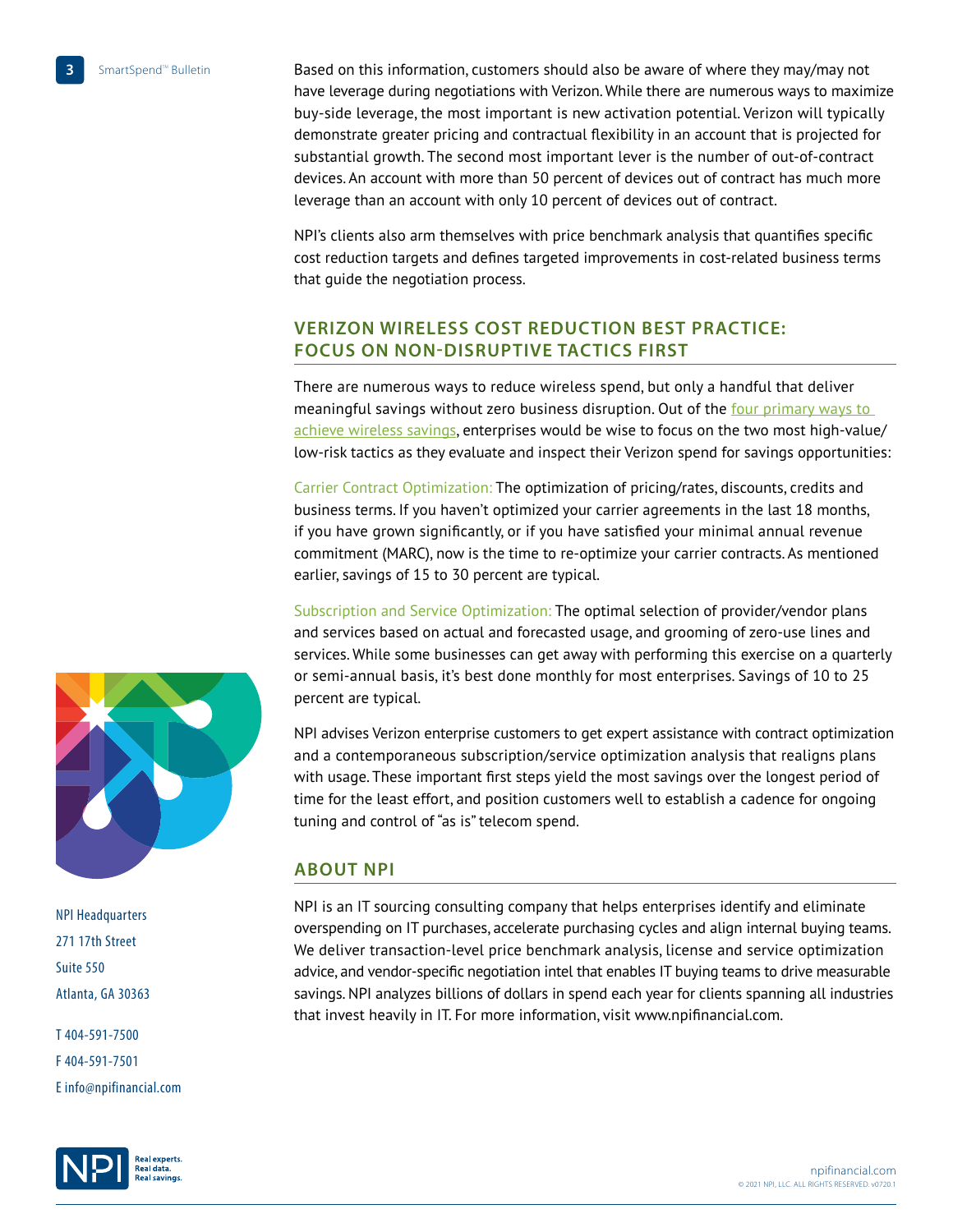Based on this information, customers should also be aware of where they may/may not have leverage during negotiations with Verizon. While there are numerous ways to maximize buy-side leverage, the most important is new activation potential. Verizon will typically demonstrate greater pricing and contractual flexibility in an account that is projected for substantial growth. The second most important lever is the number of out-of-contract devices. An account with more than 50 percent of devices out of contract has much more leverage than an account with only 10 percent of devices out of contract.

NPI's clients also arm themselves with price benchmark analysis that quantifies specific cost reduction targets and defines targeted improvements in cost-related business terms that guide the negotiation process.

## VERIZON WIRELESS COST REDUCTION BEST PRACTICE: FOCUS ON NON-DISRUPTIVE TACTICS FIRST

There are numerous ways to reduce wireless spend, but only a handful that deliver meaningful savings without zero business disruption. Out of the [four primary ways to achieve wireless savings](), enterprises would be wise to focus on the two most high-value/low-risk tactics as they evaluate and inspect their Verizon spend for savings opportunities:

Carrier Contract Optimization: The optimization of pricing/rates, discounts, credits and business terms. If you haven't optimized your carrier agreements in the last 18 months, if you have grown significantly, or if you have satisfied your minimal annual revenue commitment (MARC), now is the time to re-optimize your carrier contracts. As mentioned earlier, savings of 15 to 30 percent are typical.

Subscription and Service Optimization: The optimal selection of provider/vendor plans and services based on actual and forecasted usage, and grooming of zero-use lines and services. While some businesses can get away with performing this exercise on a quarterly or semi-annual basis, it's best done monthly for most enterprises. Savings of 10 to 25 percent are typical.

NPI advises Verizon enterprise customers to get expert assistance with contract optimization and a contemporaneous subscription/service optimization analysis that realigns plans with usage. These important first steps yield the most savings over the longest period of time for the least effort, and position customers well to establish a cadence for ongoing tuning and control of "as is" telecom spend.

## ABOUT NPI

NPI is an IT sourcing consulting company that helps enterprises identify and eliminate overspending on IT purchases, accelerate purchasing cycles and align internal buying teams. We deliver transaction-level price benchmark analysis, license and service optimization advice, and vendor-specific negotiation intel that enables IT buying teams to drive measurable savings. NPI analyzes billions of dollars in spend each year for clients spanning all industries that invest heavily in IT. For more information, visit www.npifinancial.com.

NPI Headquarters
271 17th Street
Suite 550
Atlanta, GA 30363

T 404-591-7500
F 404-591-7501
E info@npifinancial.com

Real experts.
Real data.
Real savings.

npifinancial.com
© 2021 NPI, LLC. ALL RIGHTS RESERVED. v0720.1